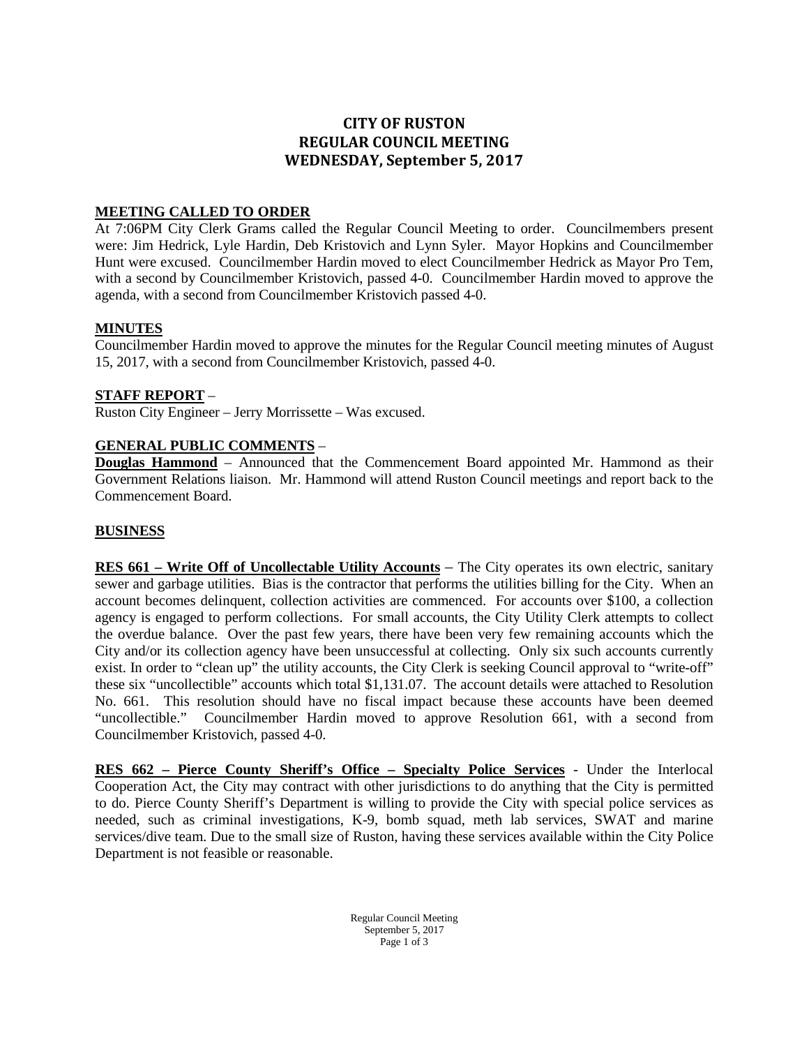# CITY OF RUSTON
# REGULAR COUNCIL MEETING
# WEDNESDAY, September 5, 2017

## MEETING CALLED TO ORDER

At 7:06PM City Clerk Grams called the Regular Council Meeting to order. Councilmembers present were: Jim Hedrick, Lyle Hardin, Deb Kristovich and Lynn Syler. Mayor Hopkins and Councilmember Hunt were excused. Councilmember Hardin moved to elect Councilmember Hedrick as Mayor Pro Tem, with a second by Councilmember Kristovich, passed 4-0. Councilmember Hardin moved to approve the agenda, with a second from Councilmember Kristovich passed 4-0.

## MINUTES

Councilmember Hardin moved to approve the minutes for the Regular Council meeting minutes of August 15, 2017, with a second from Councilmember Kristovich, passed 4-0.

## STAFF REPORT –

Ruston City Engineer – Jerry Morrissette – Was excused.

## GENERAL PUBLIC COMMENTS –

**Douglas Hammond** – Announced that the Commencement Board appointed Mr. Hammond as their Government Relations liaison. Mr. Hammond will attend Ruston Council meetings and report back to the Commencement Board.

## BUSINESS

**RES 661 – Write Off of Uncollectable Utility Accounts** – The City operates its own electric, sanitary sewer and garbage utilities. Bias is the contractor that performs the utilities billing for the City. When an account becomes delinquent, collection activities are commenced. For accounts over $100, a collection agency is engaged to perform collections. For small accounts, the City Utility Clerk attempts to collect the overdue balance. Over the past few years, there have been very few remaining accounts which the City and/or its collection agency have been unsuccessful at collecting. Only six such accounts currently exist. In order to "clean up" the utility accounts, the City Clerk is seeking Council approval to "write-off" these six "uncollectible" accounts which total $1,131.07. The account details were attached to Resolution No. 661. This resolution should have no fiscal impact because these accounts have been deemed "uncollectible." Councilmember Hardin moved to approve Resolution 661, with a second from Councilmember Kristovich, passed 4-0.

**RES 662 – Pierce County Sheriff's Office – Specialty Police Services** - Under the Interlocal Cooperation Act, the City may contract with other jurisdictions to do anything that the City is permitted to do. Pierce County Sheriff's Department is willing to provide the City with special police services as needed, such as criminal investigations, K-9, bomb squad, meth lab services, SWAT and marine services/dive team. Due to the small size of Ruston, having these services available within the City Police Department is not feasible or reasonable.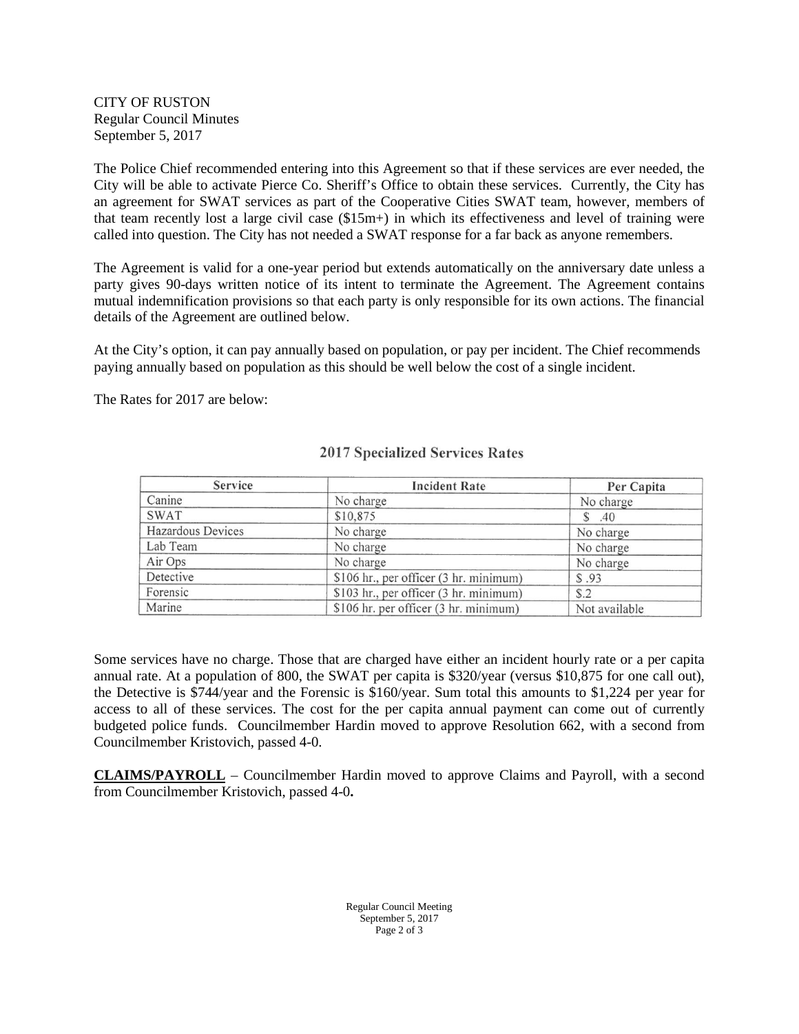CITY OF RUSTON
Regular Council Minutes
September 5, 2017

The Police Chief recommended entering into this Agreement so that if these services are ever needed, the City will be able to activate Pierce Co. Sheriff's Office to obtain these services. Currently, the City has an agreement for SWAT services as part of the Cooperative Cities SWAT team, however, members of that team recently lost a large civil case ($15m+) in which its effectiveness and level of training were called into question. The City has not needed a SWAT response for a far back as anyone remembers.

The Agreement is valid for a one-year period but extends automatically on the anniversary date unless a party gives 90-days written notice of its intent to terminate the Agreement. The Agreement contains mutual indemnification provisions so that each party is only responsible for its own actions. The financial details of the Agreement are outlined below.

At the City's option, it can pay annually based on population, or pay per incident. The Chief recommends paying annually based on population as this should be well below the cost of a single incident.

The Rates for 2017 are below:

**2017 Specialized Services Rates**

| Service | Incident Rate | Per Capita |
|---|---|---|
| Canine | No charge | No charge |
| SWAT | $10,875 | $ .40 |
| Hazardous Devices | No charge | No charge |
| Lab Team | No charge | No charge |
| Air Ops | No charge | No charge |
| Detective | $106 hr., per officer (3 hr. minimum) | $ .93 |
| Forensic | $103 hr., per officer (3 hr. minimum) | $.2 |
| Marine | $106 hr. per officer (3 hr. minimum) | Not available |

Some services have no charge. Those that are charged have either an incident hourly rate or a per capita annual rate. At a population of 800, the SWAT per capita is $320/year (versus $10,875 for one call out), the Detective is $744/year and the Forensic is $160/year. Sum total this amounts to $1,224 per year for access to all of these services. The cost for the per capita annual payment can come out of currently budgeted police funds. Councilmember Hardin moved to approve Resolution 662, with a second from Councilmember Kristovich, passed 4-0.

**CLAIMS/PAYROLL** – Councilmember Hardin moved to approve Claims and Payroll, with a second from Councilmember Kristovich, passed 4-0**.**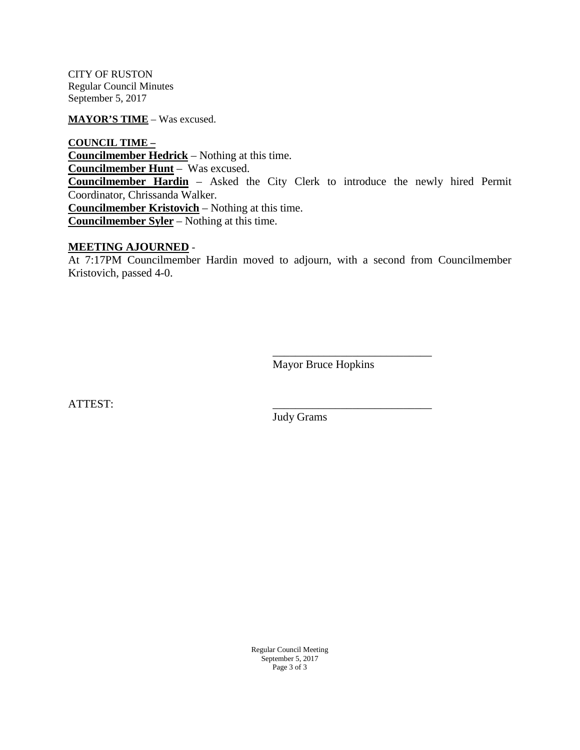CITY OF RUSTON
Regular Council Minutes
September 5, 2017

**MAYOR'S TIME** – Was excused.

**COUNCIL TIME –**
**Councilmember Hedrick** – Nothing at this time.
**Councilmember Hunt** – Was excused.
**Councilmember Hardin** – Asked the City Clerk to introduce the newly hired Permit Coordinator, Chrissanda Walker.
**Councilmember Kristovich** – Nothing at this time.
**Councilmember Syler** – Nothing at this time.

**MEETING AJOURNED** -
At 7:17PM Councilmember Hardin moved to adjourn, with a second from Councilmember Kristovich, passed 4-0.

\_\_\_\_\_\_\_\_\_\_\_\_\_\_\_\_\_\_\_\_\_\_\_\_\_\_\_\_
Mayor Bruce Hopkins

ATTEST:

\_\_\_\_\_\_\_\_\_\_\_\_\_\_\_\_\_\_\_\_\_\_\_\_\_\_\_\_
Judy Grams